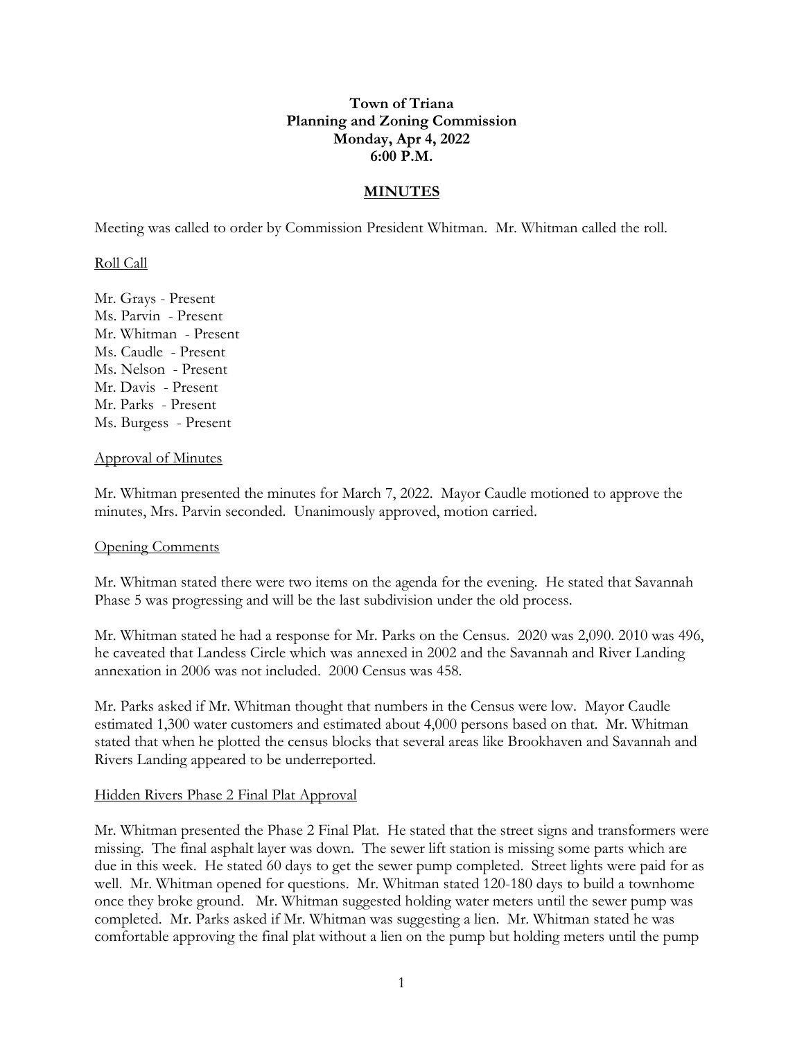**Town of Triana**
**Planning and Zoning Commission**
**Monday, Apr 4, 2022**
**6:00 P.M.**

## MINUTES

Meeting was called to order by Commission President Whitman. Mr. Whitman called the roll.

Roll Call

Mr. Grays - Present
Ms. Parvin - Present
Mr. Whitman - Present
Ms. Caudle - Present
Ms. Nelson - Present
Mr. Davis - Present
Mr. Parks - Present
Ms. Burgess - Present

Approval of Minutes

Mr. Whitman presented the minutes for March 7, 2022. Mayor Caudle motioned to approve the minutes, Mrs. Parvin seconded. Unanimously approved, motion carried.

Opening Comments

Mr. Whitman stated there were two items on the agenda for the evening. He stated that Savannah Phase 5 was progressing and will be the last subdivision under the old process.

Mr. Whitman stated he had a response for Mr. Parks on the Census. 2020 was 2,090. 2010 was 496, he caveated that Landess Circle which was annexed in 2002 and the Savannah and River Landing annexation in 2006 was not included. 2000 Census was 458.

Mr. Parks asked if Mr. Whitman thought that numbers in the Census were low. Mayor Caudle estimated 1,300 water customers and estimated about 4,000 persons based on that. Mr. Whitman stated that when he plotted the census blocks that several areas like Brookhaven and Savannah and Rivers Landing appeared to be underreported.

Hidden Rivers Phase 2 Final Plat Approval

Mr. Whitman presented the Phase 2 Final Plat. He stated that the street signs and transformers were missing. The final asphalt layer was down. The sewer lift station is missing some parts which are due in this week. He stated 60 days to get the sewer pump completed. Street lights were paid for as well. Mr. Whitman opened for questions. Mr. Whitman stated 120-180 days to build a townhome once they broke ground. Mr. Whitman suggested holding water meters until the sewer pump was completed. Mr. Parks asked if Mr. Whitman was suggesting a lien. Mr. Whitman stated he was comfortable approving the final plat without a lien on the pump but holding meters until the pump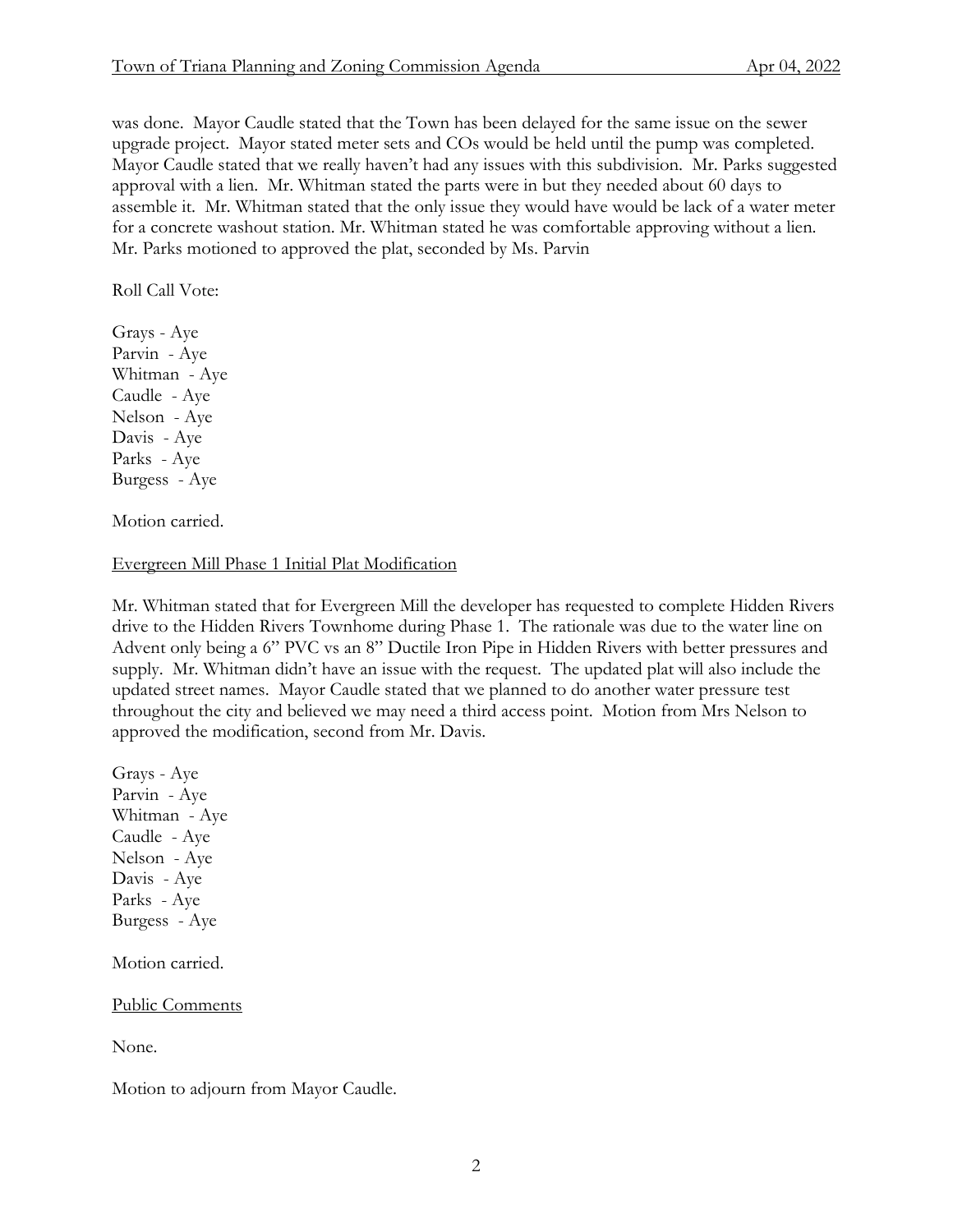was done. Mayor Caudle stated that the Town has been delayed for the same issue on the sewer upgrade project. Mayor stated meter sets and COs would be held until the pump was completed. Mayor Caudle stated that we really haven't had any issues with this subdivision. Mr. Parks suggested approval with a lien. Mr. Whitman stated the parts were in but they needed about 60 days to assemble it. Mr. Whitman stated that the only issue they would have would be lack of a water meter for a concrete washout station. Mr. Whitman stated he was comfortable approving without a lien. Mr. Parks motioned to approved the plat, seconded by Ms. Parvin

Roll Call Vote:

Grays - Aye
Parvin - Aye
Whitman - Aye
Caudle - Aye
Nelson - Aye
Davis - Aye
Parks - Aye
Burgess - Aye

Motion carried.

<u>Evergreen Mill Phase 1 Initial Plat Modification</u>

Mr. Whitman stated that for Evergreen Mill the developer has requested to complete Hidden Rivers drive to the Hidden Rivers Townhome during Phase 1. The rationale was due to the water line on Advent only being a 6" PVC vs an 8" Ductile Iron Pipe in Hidden Rivers with better pressures and supply. Mr. Whitman didn't have an issue with the request. The updated plat will also include the updated street names. Mayor Caudle stated that we planned to do another water pressure test throughout the city and believed we may need a third access point. Motion from Mrs Nelson to approved the modification, second from Mr. Davis.

Grays - Aye
Parvin - Aye
Whitman - Aye
Caudle - Aye
Nelson - Aye
Davis - Aye
Parks - Aye
Burgess - Aye

Motion carried.

<u>Public Comments</u>

None.

Motion to adjourn from Mayor Caudle.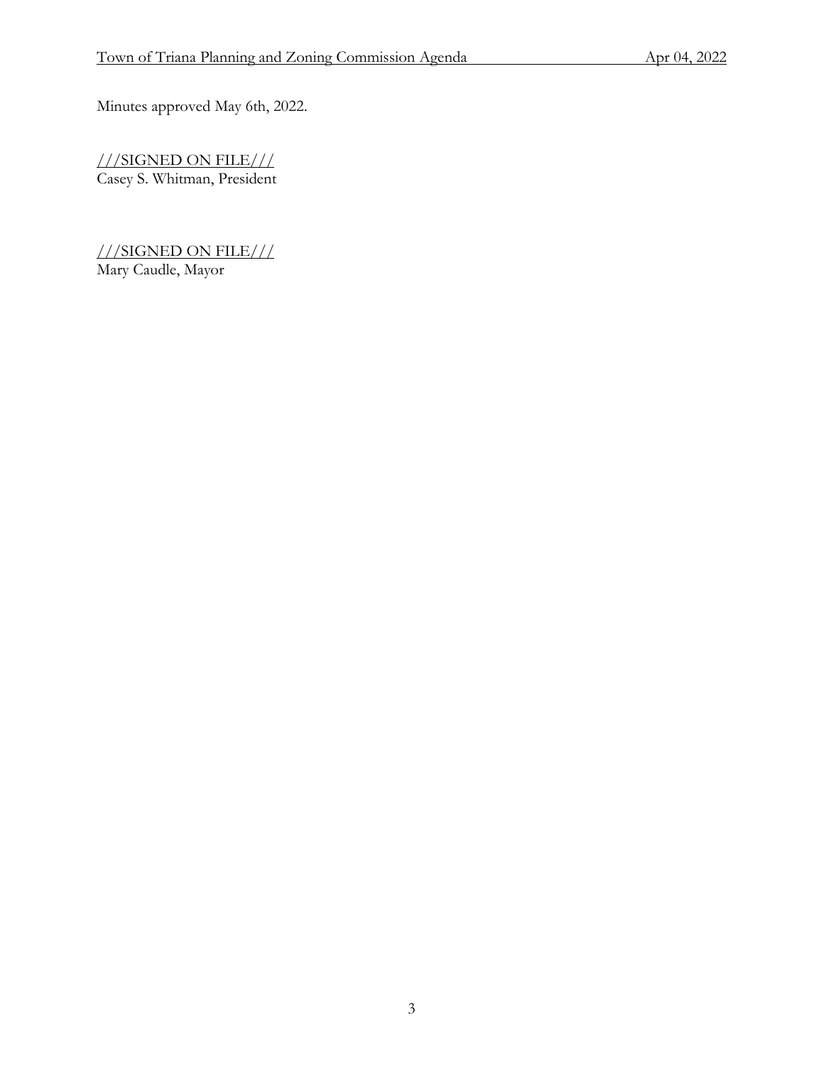Minutes approved May 6th, 2022.

///SIGNED ON FILE///
Casey S. Whitman, President

///SIGNED ON FILE///
Mary Caudle, Mayor